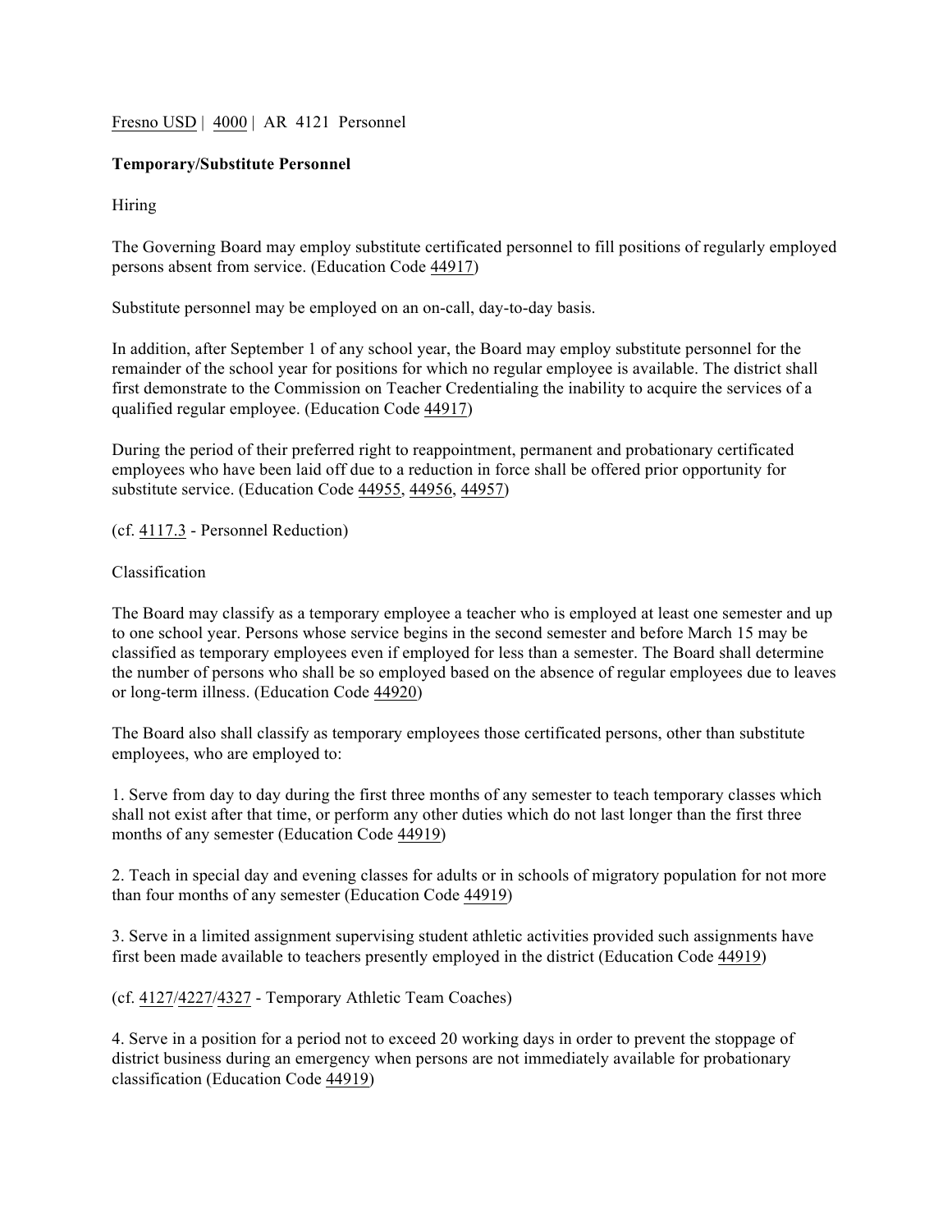Fresno USD | 4000 | AR 4121 Personnel

**Temporary/Substitute Personnel**

Hiring

The Governing Board may employ substitute certificated personnel to fill positions of regularly employed persons absent from service. (Education Code 44917)

Substitute personnel may be employed on an on-call, day-to-day basis.

In addition, after September 1 of any school year, the Board may employ substitute personnel for the remainder of the school year for positions for which no regular employee is available. The district shall first demonstrate to the Commission on Teacher Credentialing the inability to acquire the services of a qualified regular employee. (Education Code 44917)

During the period of their preferred right to reappointment, permanent and probationary certificated employees who have been laid off due to a reduction in force shall be offered prior opportunity for substitute service. (Education Code 44955, 44956, 44957)

(cf. 4117.3 - Personnel Reduction)

Classification

The Board may classify as a temporary employee a teacher who is employed at least one semester and up to one school year. Persons whose service begins in the second semester and before March 15 may be classified as temporary employees even if employed for less than a semester. The Board shall determine the number of persons who shall be so employed based on the absence of regular employees due to leaves or long-term illness. (Education Code 44920)

The Board also shall classify as temporary employees those certificated persons, other than substitute employees, who are employed to:

1. Serve from day to day during the first three months of any semester to teach temporary classes which shall not exist after that time, or perform any other duties which do not last longer than the first three months of any semester (Education Code 44919)

2. Teach in special day and evening classes for adults or in schools of migratory population for not more than four months of any semester (Education Code 44919)

3. Serve in a limited assignment supervising student athletic activities provided such assignments have first been made available to teachers presently employed in the district (Education Code 44919)

(cf. 4127/4227/4327 - Temporary Athletic Team Coaches)

4. Serve in a position for a period not to exceed 20 working days in order to prevent the stoppage of district business during an emergency when persons are not immediately available for probationary classification (Education Code 44919)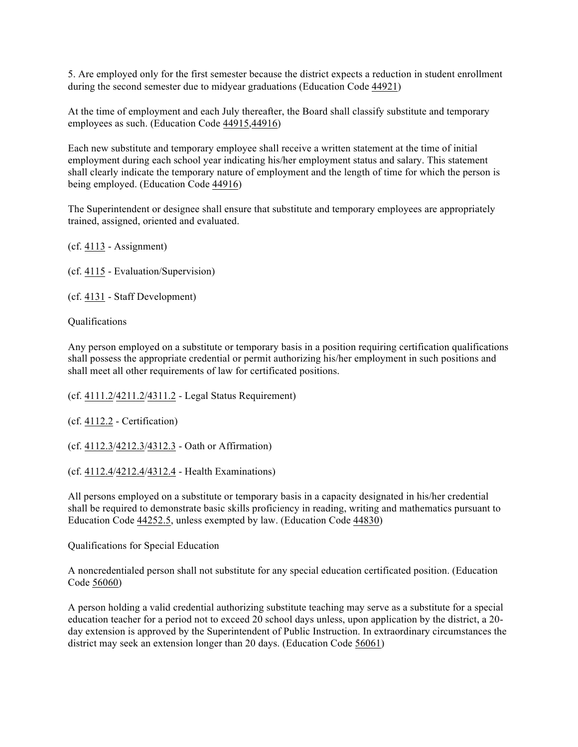5. Are employed only for the first semester because the district expects a reduction in student enrollment during the second semester due to midyear graduations (Education Code 44921)

At the time of employment and each July thereafter, the Board shall classify substitute and temporary employees as such. (Education Code 44915,44916)

Each new substitute and temporary employee shall receive a written statement at the time of initial employment during each school year indicating his/her employment status and salary. This statement shall clearly indicate the temporary nature of employment and the length of time for which the person is being employed. (Education Code 44916)

The Superintendent or designee shall ensure that substitute and temporary employees are appropriately trained, assigned, oriented and evaluated.

(cf. 4113 - Assignment)

(cf. 4115 - Evaluation/Supervision)

(cf. 4131 - Staff Development)

Qualifications

Any person employed on a substitute or temporary basis in a position requiring certification qualifications shall possess the appropriate credential or permit authorizing his/her employment in such positions and shall meet all other requirements of law for certificated positions.

(cf. 4111.2/4211.2/4311.2 - Legal Status Requirement)

(cf. 4112.2 - Certification)

(cf. 4112.3/4212.3/4312.3 - Oath or Affirmation)

(cf. 4112.4/4212.4/4312.4 - Health Examinations)

All persons employed on a substitute or temporary basis in a capacity designated in his/her credential shall be required to demonstrate basic skills proficiency in reading, writing and mathematics pursuant to Education Code 44252.5, unless exempted by law. (Education Code 44830)

Qualifications for Special Education

A noncredentialed person shall not substitute for any special education certificated position. (Education Code 56060)

A person holding a valid credential authorizing substitute teaching may serve as a substitute for a special education teacher for a period not to exceed 20 school days unless, upon application by the district, a 20-day extension is approved by the Superintendent of Public Instruction. In extraordinary circumstances the district may seek an extension longer than 20 days. (Education Code 56061)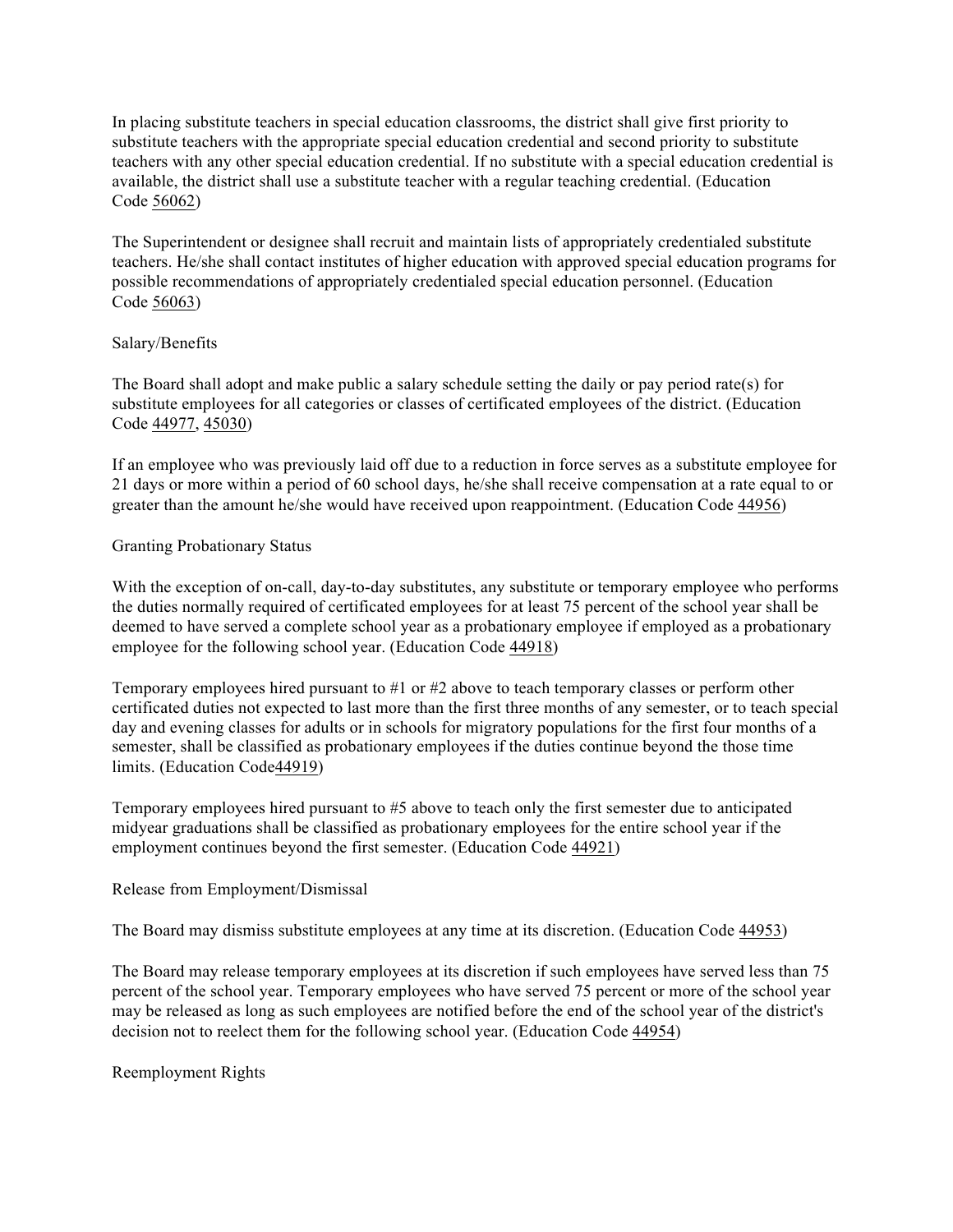In placing substitute teachers in special education classrooms, the district shall give first priority to substitute teachers with the appropriate special education credential and second priority to substitute teachers with any other special education credential. If no substitute with a special education credential is available, the district shall use a substitute teacher with a regular teaching credential. (Education Code 56062)

The Superintendent or designee shall recruit and maintain lists of appropriately credentialed substitute teachers. He/she shall contact institutes of higher education with approved special education programs for possible recommendations of appropriately credentialed special education personnel. (Education Code 56063)

Salary/Benefits

The Board shall adopt and make public a salary schedule setting the daily or pay period rate(s) for substitute employees for all categories or classes of certificated employees of the district. (Education Code 44977, 45030)

If an employee who was previously laid off due to a reduction in force serves as a substitute employee for 21 days or more within a period of 60 school days, he/she shall receive compensation at a rate equal to or greater than the amount he/she would have received upon reappointment. (Education Code 44956)

Granting Probationary Status

With the exception of on-call, day-to-day substitutes, any substitute or temporary employee who performs the duties normally required of certificated employees for at least 75 percent of the school year shall be deemed to have served a complete school year as a probationary employee if employed as a probationary employee for the following school year. (Education Code 44918)

Temporary employees hired pursuant to #1 or #2 above to teach temporary classes or perform other certificated duties not expected to last more than the first three months of any semester, or to teach special day and evening classes for adults or in schools for migratory populations for the first four months of a semester, shall be classified as probationary employees if the duties continue beyond the those time limits. (Education Code44919)

Temporary employees hired pursuant to #5 above to teach only the first semester due to anticipated midyear graduations shall be classified as probationary employees for the entire school year if the employment continues beyond the first semester. (Education Code 44921)

Release from Employment/Dismissal

The Board may dismiss substitute employees at any time at its discretion. (Education Code 44953)

The Board may release temporary employees at its discretion if such employees have served less than 75 percent of the school year. Temporary employees who have served 75 percent or more of the school year may be released as long as such employees are notified before the end of the school year of the district's decision not to reelect them for the following school year. (Education Code 44954)

Reemployment Rights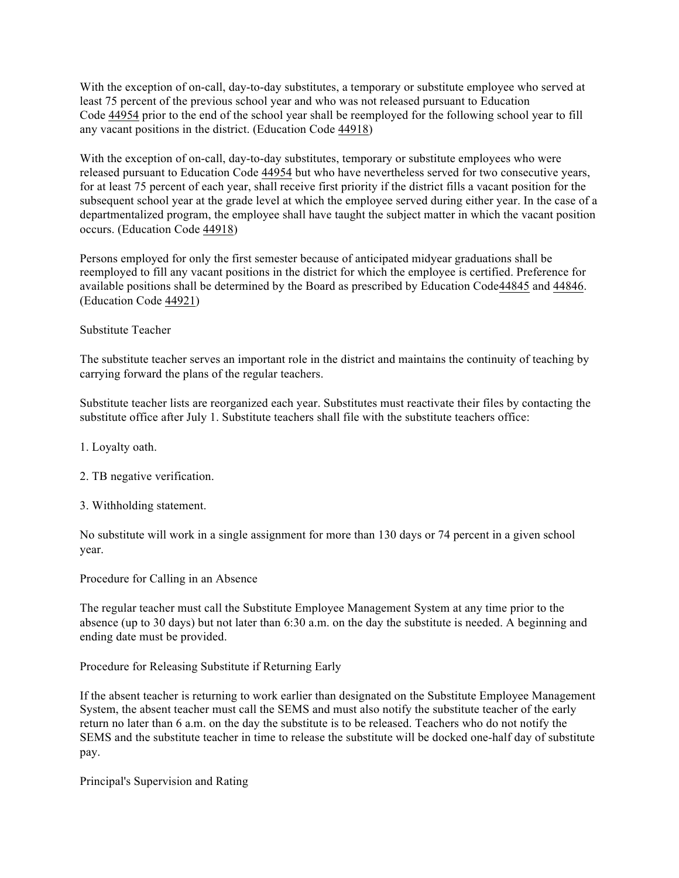With the exception of on-call, day-to-day substitutes, a temporary or substitute employee who served at least 75 percent of the previous school year and who was not released pursuant to Education Code 44954 prior to the end of the school year shall be reemployed for the following school year to fill any vacant positions in the district. (Education Code 44918)

With the exception of on-call, day-to-day substitutes, temporary or substitute employees who were released pursuant to Education Code 44954 but who have nevertheless served for two consecutive years, for at least 75 percent of each year, shall receive first priority if the district fills a vacant position for the subsequent school year at the grade level at which the employee served during either year. In the case of a departmentalized program, the employee shall have taught the subject matter in which the vacant position occurs. (Education Code 44918)

Persons employed for only the first semester because of anticipated midyear graduations shall be reemployed to fill any vacant positions in the district for which the employee is certified. Preference for available positions shall be determined by the Board as prescribed by Education Code44845 and 44846. (Education Code 44921)

## Substitute Teacher

The substitute teacher serves an important role in the district and maintains the continuity of teaching by carrying forward the plans of the regular teachers.

Substitute teacher lists are reorganized each year. Substitutes must reactivate their files by contacting the substitute office after July 1. Substitute teachers shall file with the substitute teachers office:

1. Loyalty oath.

2. TB negative verification.

3. Withholding statement.

No substitute will work in a single assignment for more than 130 days or 74 percent in a given school year.

## Procedure for Calling in an Absence

The regular teacher must call the Substitute Employee Management System at any time prior to the absence (up to 30 days) but not later than 6:30 a.m. on the day the substitute is needed. A beginning and ending date must be provided.

## Procedure for Releasing Substitute if Returning Early

If the absent teacher is returning to work earlier than designated on the Substitute Employee Management System, the absent teacher must call the SEMS and must also notify the substitute teacher of the early return no later than 6 a.m. on the day the substitute is to be released. Teachers who do not notify the SEMS and the substitute teacher in time to release the substitute will be docked one-half day of substitute pay.

## Principal's Supervision and Rating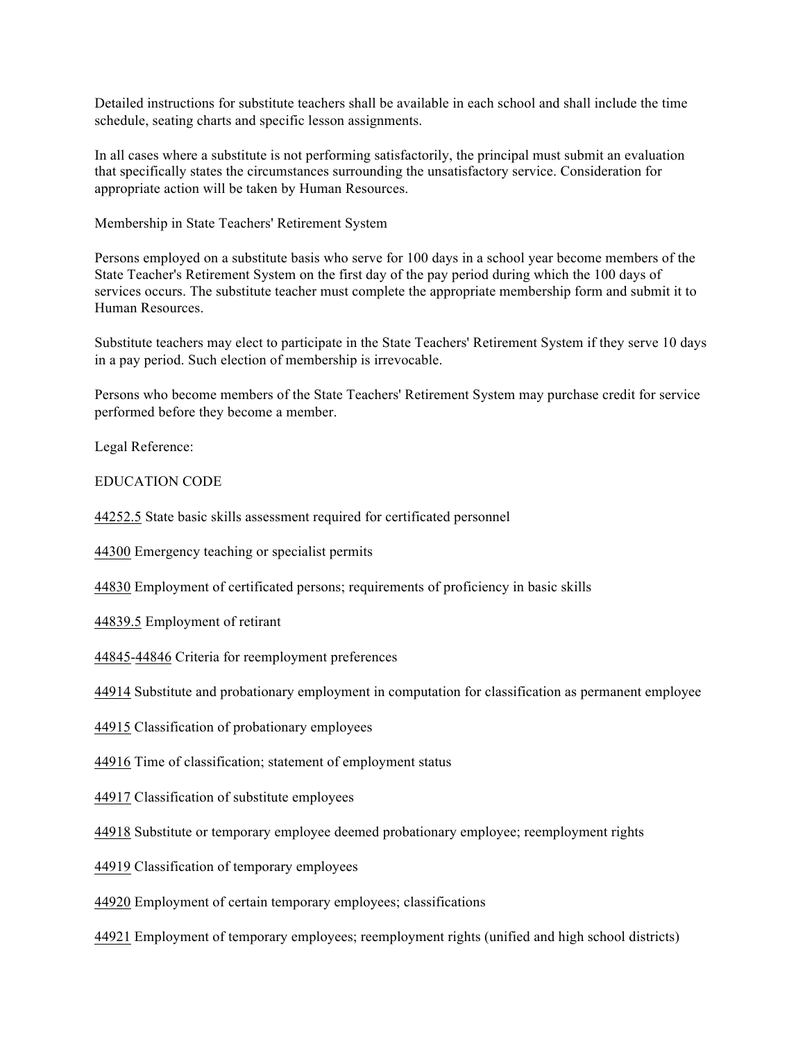Detailed instructions for substitute teachers shall be available in each school and shall include the time schedule, seating charts and specific lesson assignments.

In all cases where a substitute is not performing satisfactorily, the principal must submit an evaluation that specifically states the circumstances surrounding the unsatisfactory service. Consideration for appropriate action will be taken by Human Resources.

Membership in State Teachers' Retirement System

Persons employed on a substitute basis who serve for 100 days in a school year become members of the State Teacher's Retirement System on the first day of the pay period during which the 100 days of services occurs. The substitute teacher must complete the appropriate membership form and submit it to Human Resources.

Substitute teachers may elect to participate in the State Teachers' Retirement System if they serve 10 days in a pay period. Such election of membership is irrevocable.

Persons who become members of the State Teachers' Retirement System may purchase credit for service performed before they become a member.

Legal Reference:

EDUCATION CODE

44252.5 State basic skills assessment required for certificated personnel

44300 Emergency teaching or specialist permits

44830 Employment of certificated persons; requirements of proficiency in basic skills

44839.5 Employment of retirant

44845-44846 Criteria for reemployment preferences

44914 Substitute and probationary employment in computation for classification as permanent employee

44915 Classification of probationary employees

44916 Time of classification; statement of employment status

44917 Classification of substitute employees

44918 Substitute or temporary employee deemed probationary employee; reemployment rights

44919 Classification of temporary employees

44920 Employment of certain temporary employees; classifications

44921 Employment of temporary employees; reemployment rights (unified and high school districts)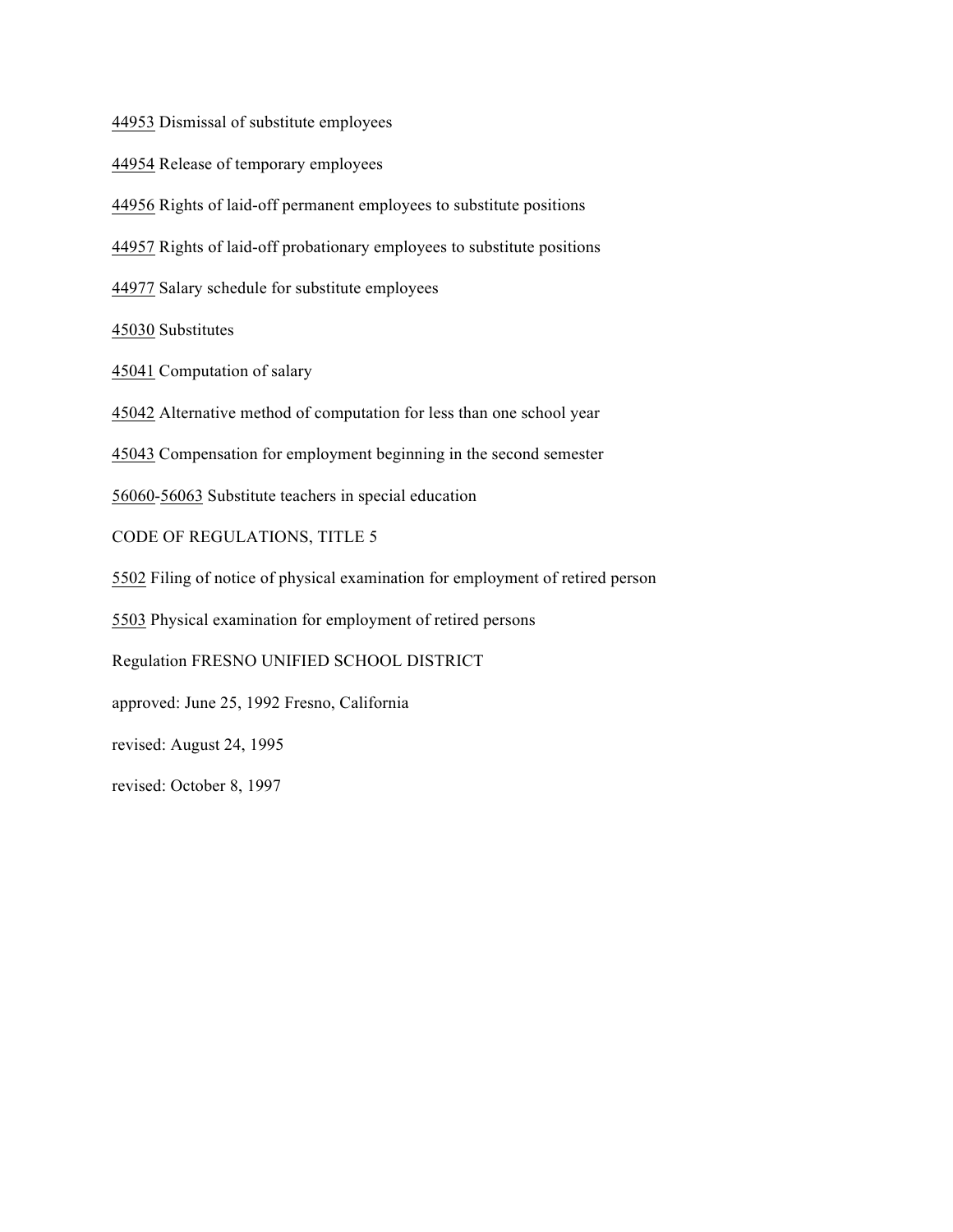44953 Dismissal of substitute employees

44954 Release of temporary employees

44956 Rights of laid-off permanent employees to substitute positions

44957 Rights of laid-off probationary employees to substitute positions

44977 Salary schedule for substitute employees

45030 Substitutes

45041 Computation of salary

45042 Alternative method of computation for less than one school year

45043 Compensation for employment beginning in the second semester

56060-56063 Substitute teachers in special education

CODE OF REGULATIONS, TITLE 5

5502 Filing of notice of physical examination for employment of retired person

5503 Physical examination for employment of retired persons

Regulation FRESNO UNIFIED SCHOOL DISTRICT

approved: June 25, 1992 Fresno, California

revised: August 24, 1995

revised: October 8, 1997